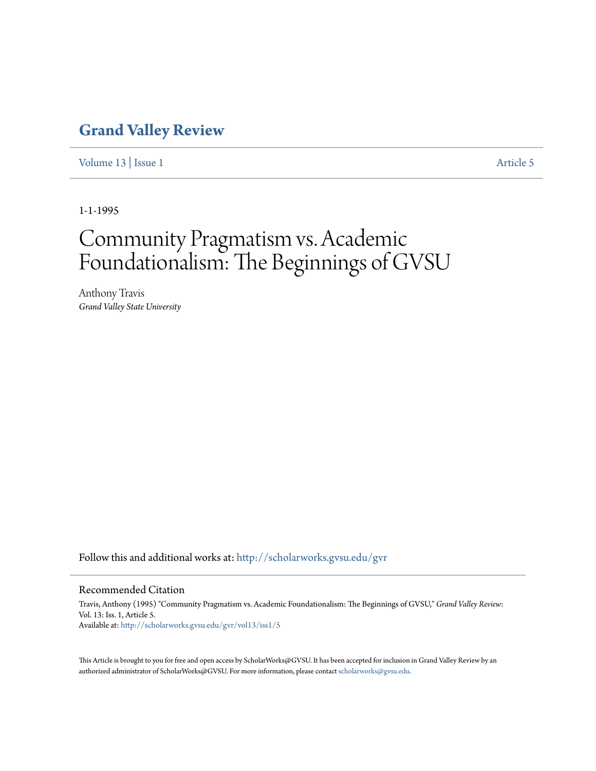# Grand Valley Review

Volume 13 | Issue 1 Article 5

1-1-1995

# Community Pragmatism vs. Academic Foundationalism: The Beginnings of GVSU

Anthony Travis
*Grand Valley State University*

Follow this and additional works at: http://scholarworks.gvsu.edu/gvr

## Recommended Citation

Travis, Anthony (1995) "Community Pragmatism vs. Academic Foundationalism: The Beginnings of GVSU," *Grand Valley Review*: Vol. 13: Iss. 1, Article 5.
Available at: http://scholarworks.gvsu.edu/gvr/vol13/iss1/5

This Article is brought to you for free and open access by ScholarWorks@GVSU. It has been accepted for inclusion in Grand Valley Review by an authorized administrator of ScholarWorks@GVSU. For more information, please contact scholarworks@gvsu.edu.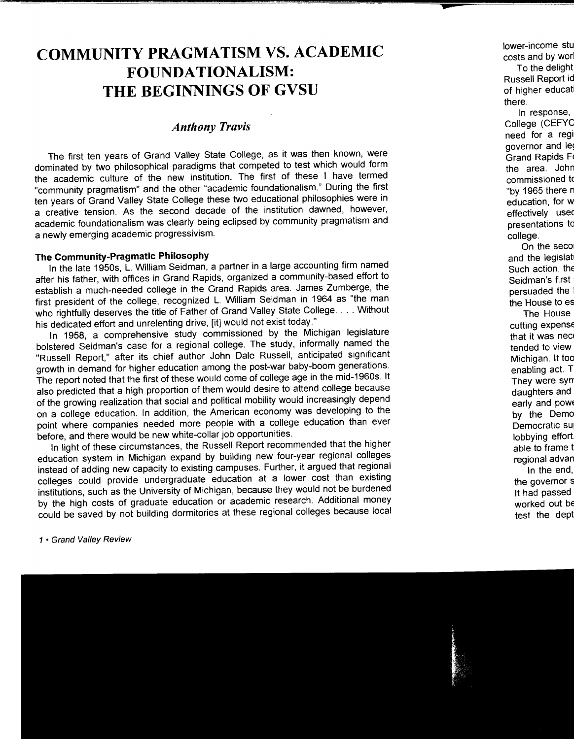# COMMUNITY PRAGMATISM VS. ACADEMIC FOUNDATIONALISM: THE BEGINNINGS OF GVSU

*Anthony Travis*

The first ten years of Grand Valley State College, as it was then known, were dominated by two philosophical paradigms that competed to test which would form the academic culture of the new institution. The first of these I have termed "community pragmatism" and the other "academic foundationalism." During the first ten years of Grand Valley State College these two educational philosophies were in a creative tension. As the second decade of the institution dawned, however, academic foundationalism was clearly being eclipsed by community pragmatism and a newly emerging academic progressivism.

### The Community-Pragmatic Philosophy

In the late 1950s, L. William Seidman, a partner in a large accounting firm named after his father, with offices in Grand Rapids, organized a community-based effort to establish a much-needed college in the Grand Rapids area. James Zumberge, the first president of the college, recognized L. William Seidman in 1964 as "the man who rightfully deserves the title of Father of Grand Valley State College. . . . Without his dedicated effort and unrelenting drive, [it] would not exist today."

In 1958, a comprehensive study commissioned by the Michigan legislature bolstered Seidman's case for a regional college. The study, informally named the "Russell Report," after its chief author John Dale Russell, anticipated significant growth in demand for higher education among the post-war baby-boom generations. The report noted that the first of these would come of college age in the mid-1960s. It also predicted that a high proportion of them would desire to attend college because of the growing realization that social and political mobility would increasingly depend on a college education. In addition, the American economy was developing to the point where companies needed more people with a college education than ever before, and there would be new white-collar job opportunities.

In light of these circumstances, the Russell Report recommended that the higher education system in Michigan expand by building new four-year regional colleges instead of adding new capacity to existing campuses. Further, it argued that regional colleges could provide undergraduate education at a lower cost than existing institutions, such as the University of Michigan, because they would not be burdened by the high costs of graduate education or academic research. Additional money could be saved by not building dormitories at these regional colleges because local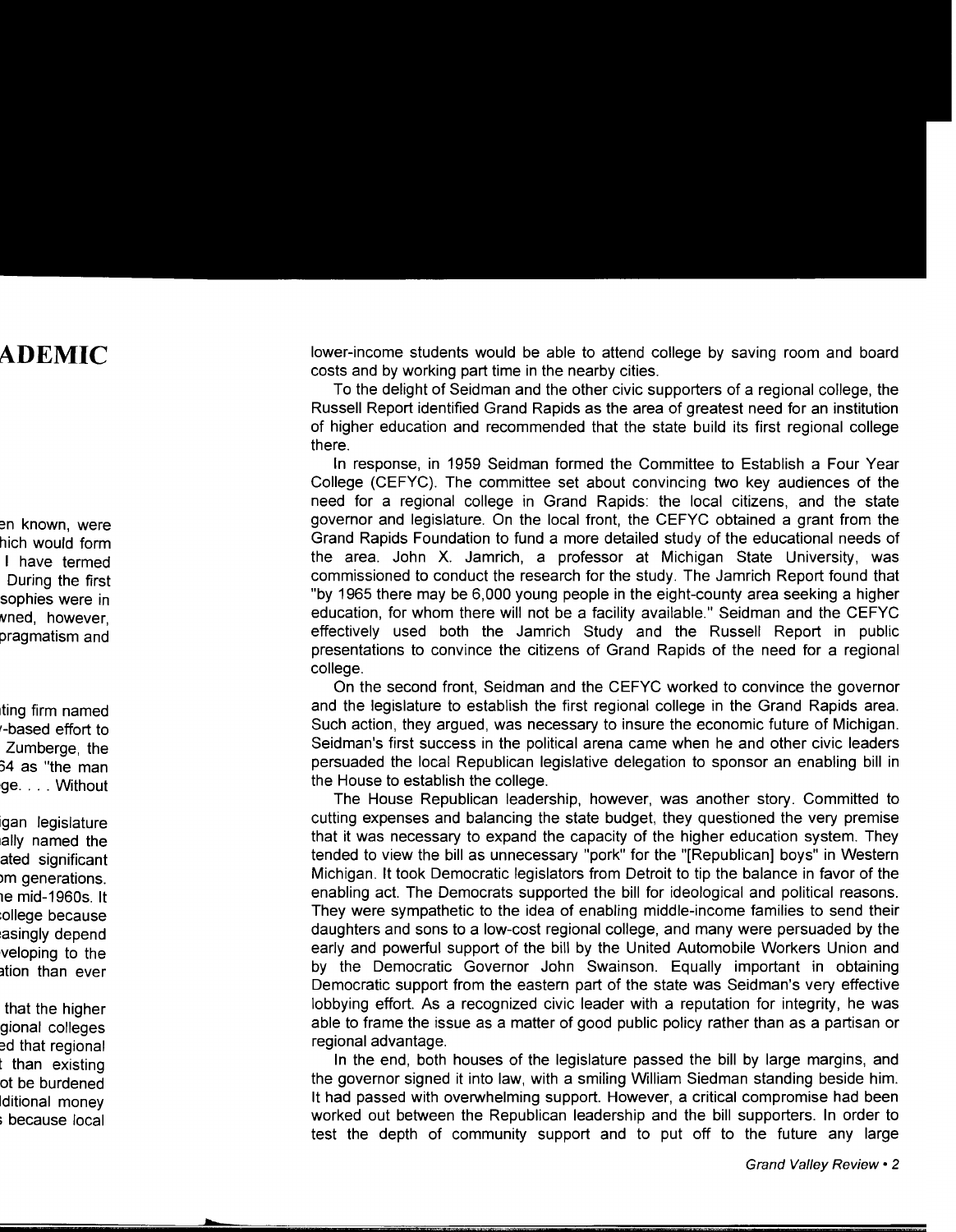lower-income students would be able to attend college by saving room and board costs and by working part time in the nearby cities.

To the delight of Seidman and the other civic supporters of a regional college, the Russell Report identified Grand Rapids as the area of greatest need for an institution of higher education and recommended that the state build its first regional college there.

In response, in 1959 Seidman formed the Committee to Establish a Four Year College (CEFYC). The committee set about convincing two key audiences of the need for a regional college in Grand Rapids: the local citizens, and the state governor and legislature. On the local front, the CEFYC obtained a grant from the Grand Rapids Foundation to fund a more detailed study of the educational needs of the area. John X. Jamrich, a professor at Michigan State University, was commissioned to conduct the research for the study. The Jamrich Report found that "by 1965 there may be 6,000 young people in the eight-county area seeking a higher education, for whom there will not be a facility available." Seidman and the CEFYC effectively used both the Jamrich Study and the Russell Report in public presentations to convince the citizens of Grand Rapids of the need for a regional college.

On the second front, Seidman and the CEFYC worked to convince the governor and the legislature to establish the first regional college in the Grand Rapids area. Such action, they argued, was necessary to insure the economic future of Michigan. Seidman's first success in the political arena came when he and other civic leaders persuaded the local Republican legislative delegation to sponsor an enabling bill in the House to establish the college.

The House Republican leadership, however, was another story. Committed to cutting expenses and balancing the state budget, they questioned the very premise that it was necessary to expand the capacity of the higher education system. They tended to view the bill as unnecessary "pork" for the "[Republican] boys" in Western Michigan. It took Democratic legislators from Detroit to tip the balance in favor of the enabling act. The Democrats supported the bill for ideological and political reasons. They were sympathetic to the idea of enabling middle-income families to send their daughters and sons to a low-cost regional college, and many were persuaded by the early and powerful support of the bill by the United Automobile Workers Union and by the Democratic Governor John Swainson. Equally important in obtaining Democratic support from the eastern part of the state was Seidman's very effective lobbying effort. As a recognized civic leader with a reputation for integrity, he was able to frame the issue as a matter of good public policy rather than as a partisan or regional advantage.

In the end, both houses of the legislature passed the bill by large margins, and the governor signed it into law, with a smiling William Siedman standing beside him. It had passed with overwhelming support. However, a critical compromise had been worked out between the Republican leadership and the bill supporters. In order to test the depth of community support and to put off to the future any large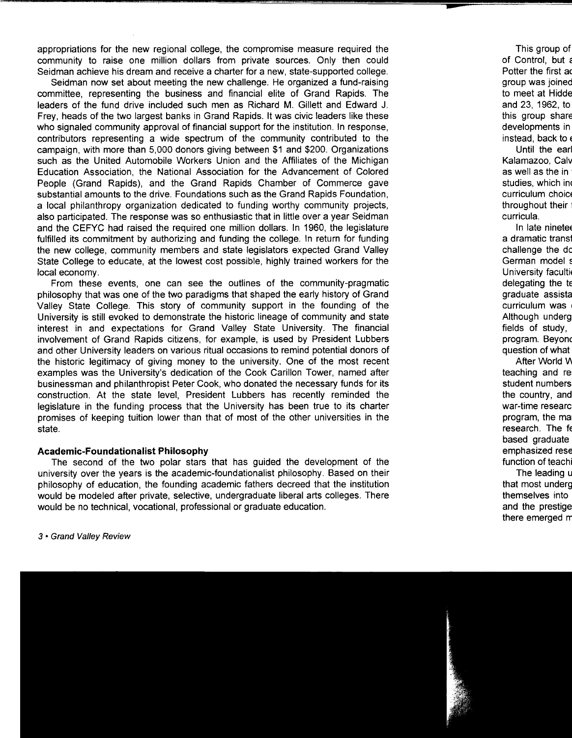appropriations for the new regional college, the compromise measure required the community to raise one million dollars from private sources. Only then could Seidman achieve his dream and receive a charter for a new, state-supported college.

Seidman now set about meeting the new challenge. He organized a fund-raising committee, representing the business and financial elite of Grand Rapids. The leaders of the fund drive included such men as Richard M. Gillett and Edward J. Frey, heads of the two largest banks in Grand Rapids. It was civic leaders like these who signaled community approval of financial support for the institution. In response, contributors representing a wide spectrum of the community contributed to the campaign, with more than 5,000 donors giving between $1 and $200. Organizations such as the United Automobile Workers Union and the Affiliates of the Michigan Education Association, the National Association for the Advancement of Colored People (Grand Rapids), and the Grand Rapids Chamber of Commerce gave substantial amounts to the drive. Foundations such as the Grand Rapids Foundation, a local philanthropy organization dedicated to funding worthy community projects, also participated. The response was so enthusiastic that in little over a year Seidman and the CEFYC had raised the required one million dollars. In 1960, the legislature fulfilled its commitment by authorizing and funding the college. In return for funding the new college, community members and state legislators expected Grand Valley State College to educate, at the lowest cost possible, highly trained workers for the local economy.

From these events, one can see the outlines of the community-pragmatic philosophy that was one of the two paradigms that shaped the early history of Grand Valley State College. This story of community support in the founding of the University is still evoked to demonstrate the historic lineage of community and state interest in and expectations for Grand Valley State University. The financial involvement of Grand Rapids citizens, for example, is used by President Lubbers and other University leaders on various ritual occasions to remind potential donors of the historic legitimacy of giving money to the university. One of the most recent examples was the University's dedication of the Cook Carillon Tower, named after businessman and philanthropist Peter Cook, who donated the necessary funds for its construction. At the state level, President Lubbers has recently reminded the legislature in the funding process that the University has been true to its charter promises of keeping tuition lower than that of most of the other universities in the state.

### Academic-Foundationalist Philosophy

The second of the two polar stars that has guided the development of the university over the years is the academic-foundationalist philosophy. Based on their philosophy of education, the founding academic fathers decreed that the institution would be modeled after private, selective, undergraduate liberal arts colleges. There would be no technical, vocational, professional or graduate education.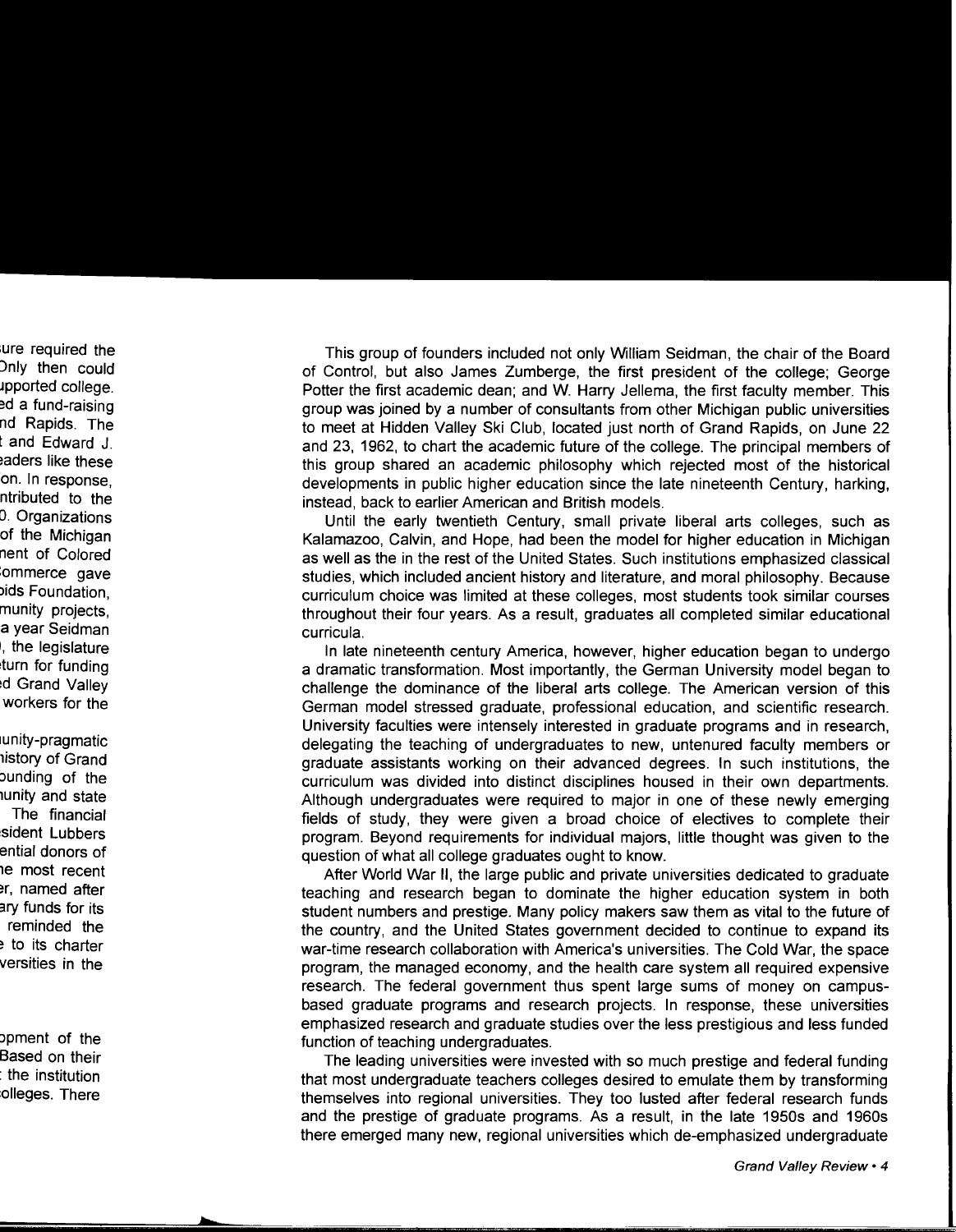This group of founders included not only William Seidman, the chair of the Board of Control, but also James Zumberge, the first president of the college; George Potter the first academic dean; and W. Harry Jellema, the first faculty member. This group was joined by a number of consultants from other Michigan public universities to meet at Hidden Valley Ski Club, located just north of Grand Rapids, on June 22 and 23, 1962, to chart the academic future of the college. The principal members of this group shared an academic philosophy which rejected most of the historical developments in public higher education since the late nineteenth Century, harking, instead, back to earlier American and British models.

Until the early twentieth Century, small private liberal arts colleges, such as Kalamazoo, Calvin, and Hope, had been the model for higher education in Michigan as well as the in the rest of the United States. Such institutions emphasized classical studies, which included ancient history and literature, and moral philosophy. Because curriculum choice was limited at these colleges, most students took similar courses throughout their four years. As a result, graduates all completed similar educational curricula.

In late nineteenth century America, however, higher education began to undergo a dramatic transformation. Most importantly, the German University model began to challenge the dominance of the liberal arts college. The American version of this German model stressed graduate, professional education, and scientific research. University faculties were intensely interested in graduate programs and in research, delegating the teaching of undergraduates to new, untenured faculty members or graduate assistants working on their advanced degrees. In such institutions, the curriculum was divided into distinct disciplines housed in their own departments. Although undergraduates were required to major in one of these newly emerging fields of study, they were given a broad choice of electives to complete their program. Beyond requirements for individual majors, little thought was given to the question of what all college graduates ought to know.

After World War II, the large public and private universities dedicated to graduate teaching and research began to dominate the higher education system in both student numbers and prestige. Many policy makers saw them as vital to the future of the country, and the United States government decided to continue to expand its war-time research collaboration with America's universities. The Cold War, the space program, the managed economy, and the health care system all required expensive research. The federal government thus spent large sums of money on campus-based graduate programs and research projects. In response, these universities emphasized research and graduate studies over the less prestigious and less funded function of teaching undergraduates.

The leading universities were invested with so much prestige and federal funding that most undergraduate teachers colleges desired to emulate them by transforming themselves into regional universities. They too lusted after federal research funds and the prestige of graduate programs. As a result, in the late 1950s and 1960s there emerged many new, regional universities which de-emphasized undergraduate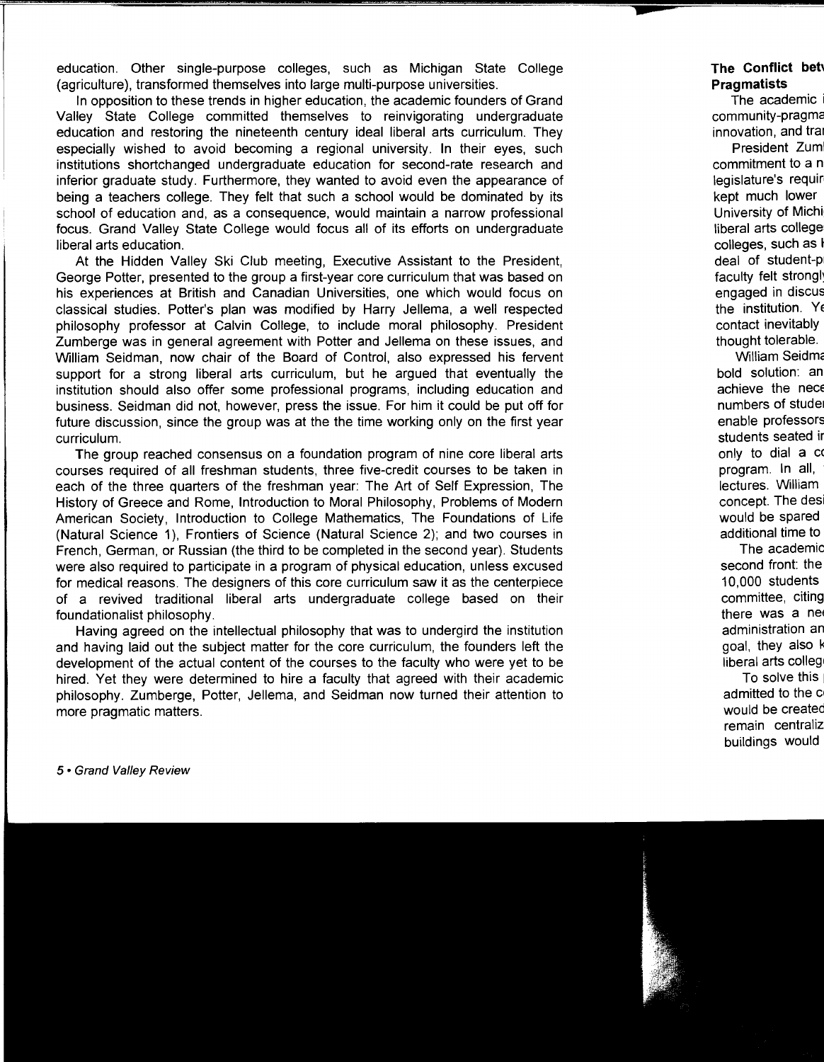education. Other single-purpose colleges, such as Michigan State College (agriculture), transformed themselves into large multi-purpose universities.

In opposition to these trends in higher education, the academic founders of Grand Valley State College committed themselves to reinvigorating undergraduate education and restoring the nineteenth century ideal liberal arts curriculum. They especially wished to avoid becoming a regional university. In their eyes, such institutions shortchanged undergraduate education for second-rate research and inferior graduate study. Furthermore, they wanted to avoid even the appearance of being a teachers college. They felt that such a school would be dominated by its school of education and, as a consequence, would maintain a narrow professional focus. Grand Valley State College would focus all of its efforts on undergraduate liberal arts education.

At the Hidden Valley Ski Club meeting, Executive Assistant to the President, George Potter, presented to the group a first-year core curriculum that was based on his experiences at British and Canadian Universities, one which would focus on classical studies. Potter's plan was modified by Harry Jellema, a well respected philosophy professor at Calvin College, to include moral philosophy. President Zumberge was in general agreement with Potter and Jellema on these issues, and William Seidman, now chair of the Board of Control, also expressed his fervent support for a strong liberal arts curriculum, but he argued that eventually the institution should also offer some professional programs, including education and business. Seidman did not, however, press the issue. For him it could be put off for future discussion, since the group was at the the time working only on the first year curriculum.

The group reached consensus on a foundation program of nine core liberal arts courses required of all freshman students, three five-credit courses to be taken in each of the three quarters of the freshman year: The Art of Self Expression, The History of Greece and Rome, Introduction to Moral Philosophy, Problems of Modern American Society, Introduction to College Mathematics, The Foundations of Life (Natural Science 1), Frontiers of Science (Natural Science 2); and two courses in French, German, or Russian (the third to be completed in the second year). Students were also required to participate in a program of physical education, unless excused for medical reasons. The designers of this core curriculum saw it as the centerpiece of a revived traditional liberal arts undergraduate college based on their foundationalist philosophy.

Having agreed on the intellectual philosophy that was to undergird the institution and having laid out the subject matter for the core curriculum, the founders left the development of the actual content of the courses to the faculty who were yet to be hired. Yet they were determined to hire a faculty that agreed with their academic philosophy. Zumberge, Potter, Jellema, and Seidman now turned their attention to more pragmatic matters.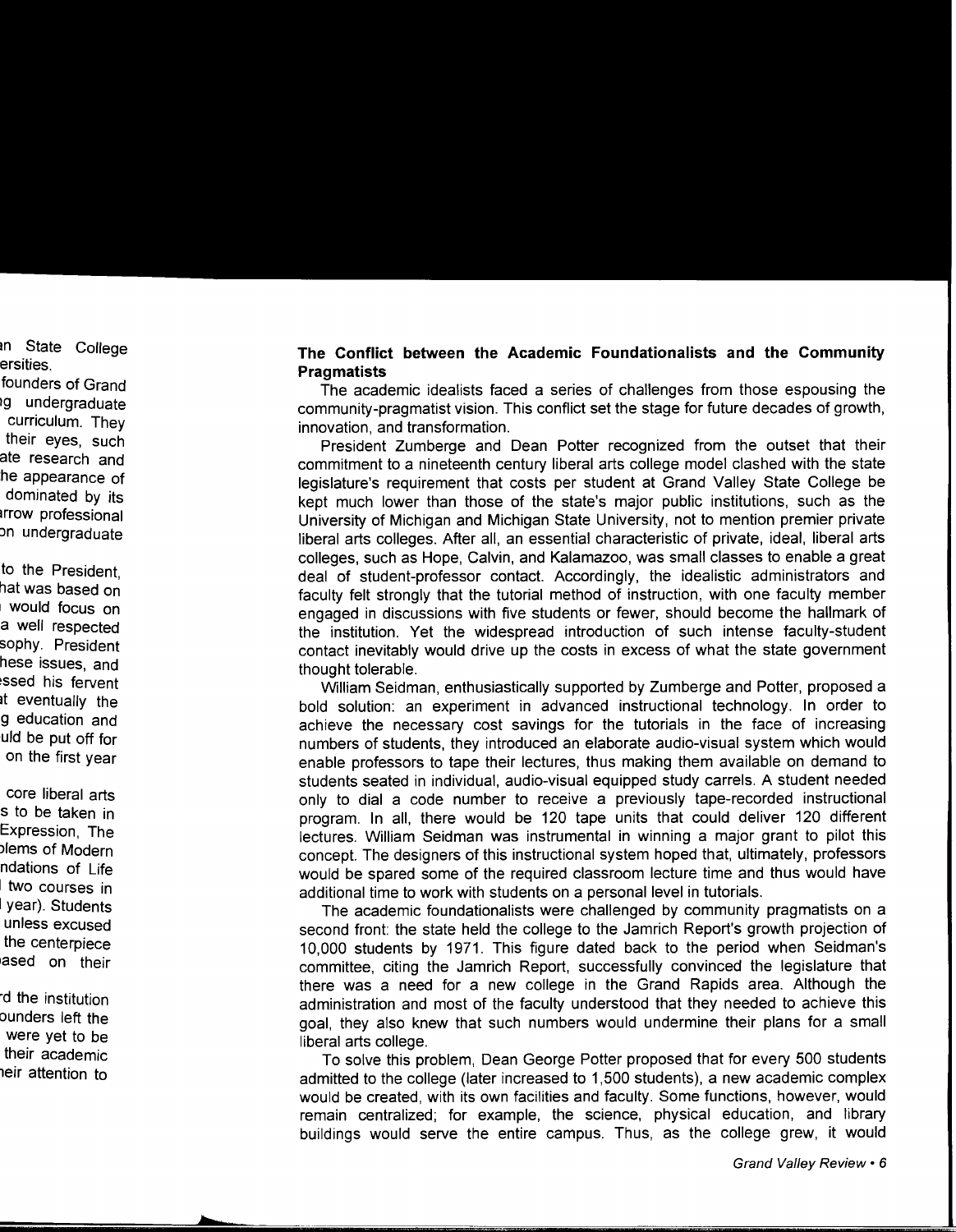**The Conflict between the Academic Foundationalists and the Community Pragmatists**

The academic idealists faced a series of challenges from those espousing the community-pragmatist vision. This conflict set the stage for future decades of growth, innovation, and transformation.

President Zumberge and Dean Potter recognized from the outset that their commitment to a nineteenth century liberal arts college model clashed with the state legislature's requirement that costs per student at Grand Valley State College be kept much lower than those of the state's major public institutions, such as the University of Michigan and Michigan State University, not to mention premier private liberal arts colleges. After all, an essential characteristic of private, ideal, liberal arts colleges, such as Hope, Calvin, and Kalamazoo, was small classes to enable a great deal of student-professor contact. Accordingly, the idealistic administrators and faculty felt strongly that the tutorial method of instruction, with one faculty member engaged in discussions with five students or fewer, should become the hallmark of the institution. Yet the widespread introduction of such intense faculty-student contact inevitably would drive up the costs in excess of what the state government thought tolerable.

William Seidman, enthusiastically supported by Zumberge and Potter, proposed a bold solution: an experiment in advanced instructional technology. In order to achieve the necessary cost savings for the tutorials in the face of increasing numbers of students, they introduced an elaborate audio-visual system which would enable professors to tape their lectures, thus making them available on demand to students seated in individual, audio-visual equipped study carrels. A student needed only to dial a code number to receive a previously tape-recorded instructional program. In all, there would be 120 tape units that could deliver 120 different lectures. William Seidman was instrumental in winning a major grant to pilot this concept. The designers of this instructional system hoped that, ultimately, professors would be spared some of the required classroom lecture time and thus would have additional time to work with students on a personal level in tutorials.

The academic foundationalists were challenged by community pragmatists on a second front: the state held the college to the Jamrich Report's growth projection of 10,000 students by 1971. This figure dated back to the period when Seidman's committee, citing the Jamrich Report, successfully convinced the legislature that there was a need for a new college in the Grand Rapids area. Although the administration and most of the faculty understood that they needed to achieve this goal, they also knew that such numbers would undermine their plans for a small liberal arts college.

To solve this problem, Dean George Potter proposed that for every 500 students admitted to the college (later increased to 1,500 students), a new academic complex would be created, with its own facilities and faculty. Some functions, however, would remain centralized; for example, the science, physical education, and library buildings would serve the entire campus. Thus, as the college grew, it would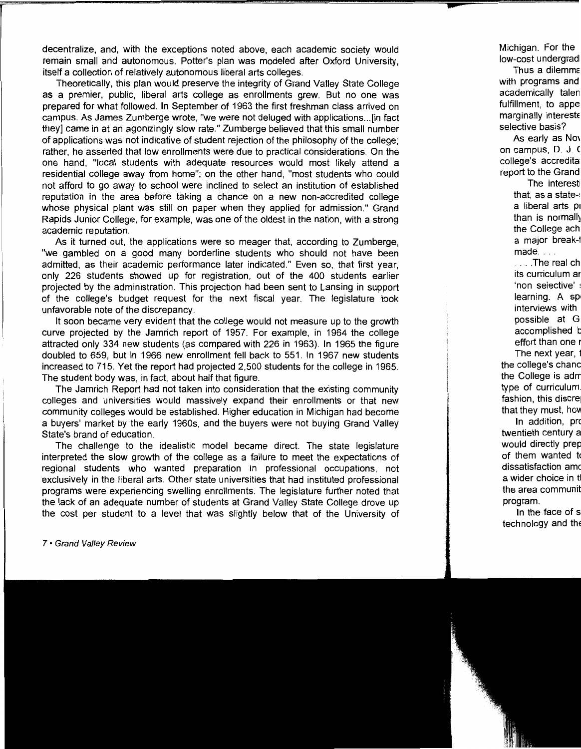decentralize, and, with the exceptions noted above, each academic society would remain small and autonomous. Potter's plan was modeled after Oxford University, itself a collection of relatively autonomous liberal arts colleges.

Theoretically, this plan would preserve the integrity of Grand Valley State College as a premier, public, liberal arts college as enrollments grew. But no one was prepared for what followed. In September of 1963 the first freshman class arrived on campus. As James Zumberge wrote, "we were not deluged with applications...[in fact they] came in at an agonizingly slow rate." Zumberge believed that this small number of applications was not indicative of student rejection of the philosophy of the college; rather, he asserted that low enrollments were due to practical considerations. On the one hand, "local students with adequate resources would most likely attend a residential college away from home"; on the other hand, "most students who could not afford to go away to school were inclined to select an institution of established reputation in the area before taking a chance on a new non-accredited college whose physical plant was still on paper when they applied for admission." Grand Rapids Junior College, for example, was one of the oldest in the nation, with a strong academic reputation.

As it turned out, the applications were so meager that, according to Zumberge, "we gambled on a good many borderline students who should not have been admitted, as their academic performance later indicated." Even so, that first year, only 226 students showed up for registration, out of the 400 students earlier projected by the administration. This projection had been sent to Lansing in support of the college's budget request for the next fiscal year. The legislature took unfavorable note of the discrepancy.

It soon became very evident that the college would not measure up to the growth curve projected by the Jamrich report of 1957. For example, in 1964 the college attracted only 334 new students (as compared with 226 in 1963). In 1965 the figure doubled to 659, but in 1966 new enrollment fell back to 551. In 1967 new students increased to 715. Yet the report had projected 2,500 students for the college in 1965. The student body was, in fact, about half that figure.

The Jamrich Report had not taken into consideration that the existing community colleges and universities would massively expand their enrollments or that new community colleges would be established. Higher education in Michigan had become a buyers' market by the early 1960s, and the buyers were not buying Grand Valley State's brand of education.

The challenge to the idealistic model became direct. The state legislature interpreted the slow growth of the college as a failure to meet the expectations of regional students who wanted preparation in professional occupations, not exclusively in the liberal arts. Other state universities that had instituted professional programs were experiencing swelling enrollments. The legislature further noted that the lack of an adequate number of students at Grand Valley State College drove up the cost per student to a level that was slightly below that of the University of

Michigan. For the
low-cost undergrad

Thus a dilemma
with programs and
academically talen
fulfillment, to appe
marginally intereste
selective basis?

As early as Nov
on campus, D. J. C
college's accredita
report to the Grand

> The interesti
> that, as a state-
> a liberal arts pr
> than is normally
> the College ach
> a major break-
> made. . . .
>
> . . . The real ch
> its curriculum ar
> 'non selective'
> learning. A sp
> interviews with
> possible at G
> accomplished b
> effort than one r

The next year,
the college's chanc
the College is adm
type of curriculum.
fashion, this discre
that they must, how

In addition, pro
twentieth century a
would directly prep
of them wanted to
dissatisfaction amo
a wider choice in th
the area communit
program.

In the face of s
technology and the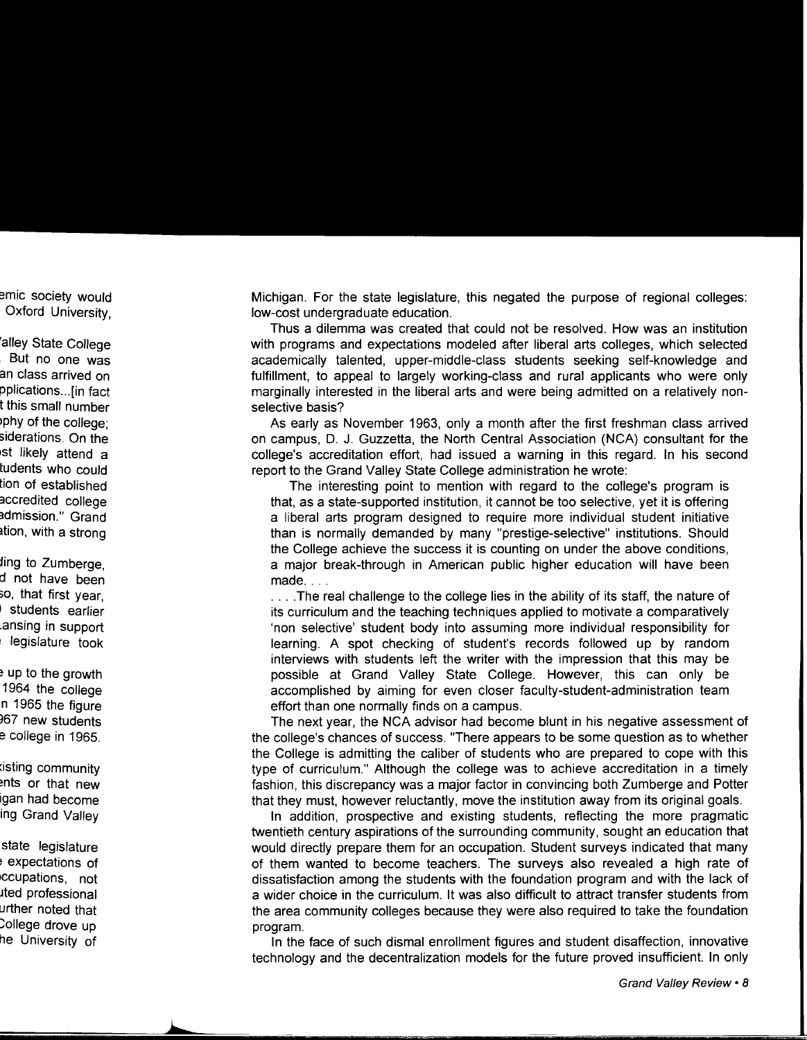Michigan. For the state legislature, this negated the purpose of regional colleges: low-cost undergraduate education.

Thus a dilemma was created that could not be resolved. How was an institution with programs and expectations modeled after liberal arts colleges, which selected academically talented, upper-middle-class students seeking self-knowledge and fulfillment, to appeal to largely working-class and rural applicants who were only marginally interested in the liberal arts and were being admitted on a relatively non-selective basis?

As early as November 1963, only a month after the first freshman class arrived on campus, D. J. Guzzetta, the North Central Association (NCA) consultant for the college's accreditation effort, had issued a warning in this regard. In his second report to the Grand Valley State College administration he wrote:

> The interesting point to mention with regard to the college's program is that, as a state-supported institution, it cannot be too selective, yet it is offering a liberal arts program designed to require more individual student initiative than is normally demanded by many "prestige-selective" institutions. Should the College achieve the success it is counting on under the above conditions, a major break-through in American public higher education will have been made. . . .
>
> . . . .The real challenge to the college lies in the ability of its staff, the nature of its curriculum and the teaching techniques applied to motivate a comparatively 'non selective' student body into assuming more individual responsibility for learning. A spot checking of student's records followed up by random interviews with students left the writer with the impression that this may be possible at Grand Valley State College. However, this can only be accomplished by aiming for even closer faculty-student-administration team effort than one normally finds on a campus.

The next year, the NCA advisor had become blunt in his negative assessment of the college's chances of success. "There appears to be some question as to whether the College is admitting the caliber of students who are prepared to cope with this type of curriculum." Although the college was to achieve accreditation in a timely fashion, this discrepancy was a major factor in convincing both Zumberge and Potter that they must, however reluctantly, move the institution away from its original goals.

In addition, prospective and existing students, reflecting the more pragmatic twentieth century aspirations of the surrounding community, sought an education that would directly prepare them for an occupation. Student surveys indicated that many of them wanted to become teachers. The surveys also revealed a high rate of dissatisfaction among the students with the foundation program and with the lack of a wider choice in the curriculum. It was also difficult to attract transfer students from the area community colleges because they were also required to take the foundation program.

In the face of such dismal enrollment figures and student disaffection, innovative technology and the decentralization models for the future proved insufficient. In only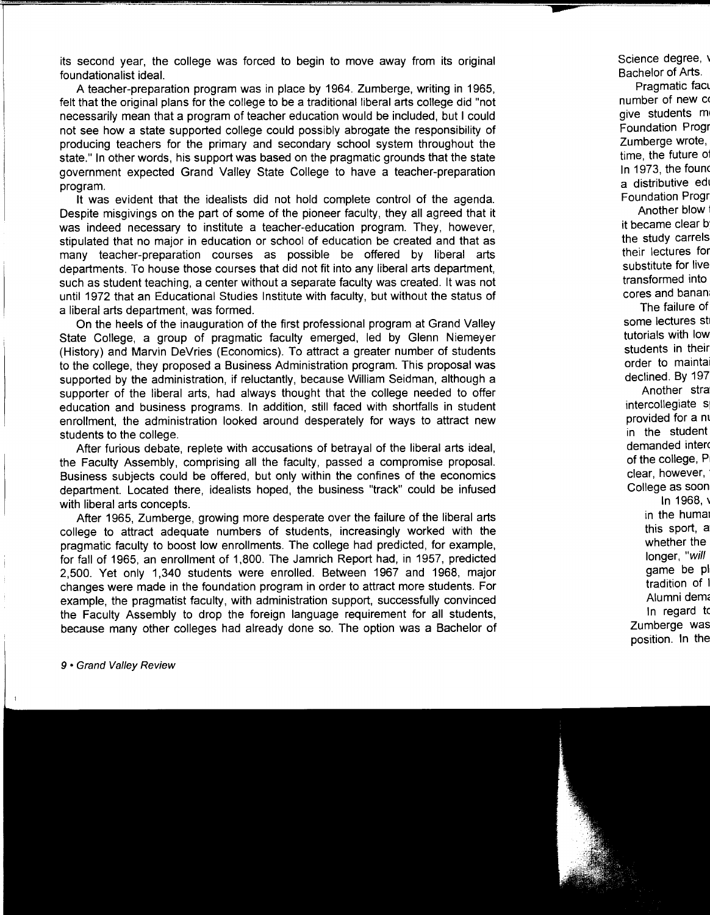its second year, the college was forced to begin to move away from its original foundationalist ideal.

A teacher-preparation program was in place by 1964. Zumberge, writing in 1965, felt that the original plans for the college to be a traditional liberal arts college did "not necessarily mean that a program of teacher education would be included, but I could not see how a state supported college could possibly abrogate the responsibility of producing teachers for the primary and secondary school system throughout the state." In other words, his support was based on the pragmatic grounds that the state government expected Grand Valley State College to have a teacher-preparation program.

It was evident that the idealists did not hold complete control of the agenda. Despite misgivings on the part of some of the pioneer faculty, they all agreed that it was indeed necessary to institute a teacher-education program. They, however, stipulated that no major in education or school of education be created and that as many teacher-preparation courses as possible be offered by liberal arts departments. To house those courses that did not fit into any liberal arts department, such as student teaching, a center without a separate faculty was created. It was not until 1972 that an Educational Studies Institute with faculty, but without the status of a liberal arts department, was formed.

On the heels of the inauguration of the first professional program at Grand Valley State College, a group of pragmatic faculty emerged, led by Glenn Niemeyer (History) and Marvin DeVries (Economics). To attract a greater number of students to the college, they proposed a Business Administration program. This proposal was supported by the administration, if reluctantly, because William Seidman, although a supporter of the liberal arts, had always thought that the college needed to offer education and business programs. In addition, still faced with shortfalls in student enrollment, the administration looked around desperately for ways to attract new students to the college.

After furious debate, replete with accusations of betrayal of the liberal arts ideal, the Faculty Assembly, comprising all the faculty, passed a compromise proposal. Business subjects could be offered, but only within the confines of the economics department. Located there, idealists hoped, the business "track" could be infused with liberal arts concepts.

After 1965, Zumberge, growing more desperate over the failure of the liberal arts college to attract adequate numbers of students, increasingly worked with the pragmatic faculty to boost low enrollments. The college had predicted, for example, for fall of 1965, an enrollment of 1,800. The Jamrich Report had, in 1957, predicted 2,500. Yet only 1,340 students were enrolled. Between 1967 and 1968, major changes were made in the foundation program in order to attract more students. For example, the pragmatist faculty, with administration support, successfully convinced the Faculty Assembly to drop the foreign language requirement for all students, because many other colleges had already done so. The option was a Bachelor of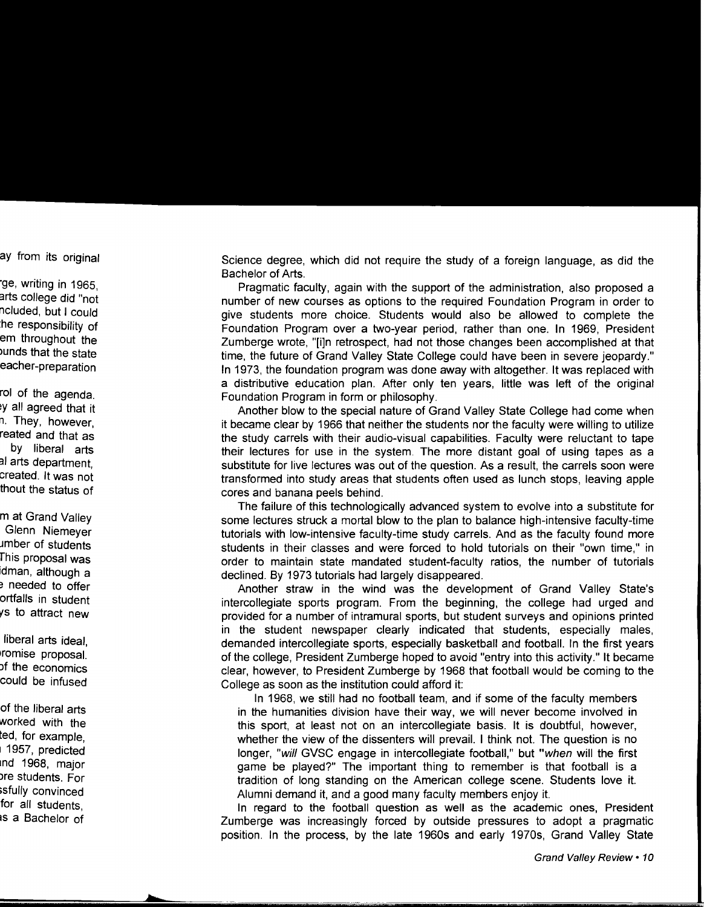Science degree, which did not require the study of a foreign language, as did the Bachelor of Arts.

Pragmatic faculty, again with the support of the administration, also proposed a number of new courses as options to the required Foundation Program in order to give students more choice. Students would also be allowed to complete the Foundation Program over a two-year period, rather than one. In 1969, President Zumberge wrote, "[i]n retrospect, had not those changes been accomplished at that time, the future of Grand Valley State College could have been in severe jeopardy." In 1973, the foundation program was done away with altogether. It was replaced with a distributive education plan. After only ten years, little was left of the original Foundation Program in form or philosophy.

Another blow to the special nature of Grand Valley State College had come when it became clear by 1966 that neither the students nor the faculty were willing to utilize the study carrels with their audio-visual capabilities. Faculty were reluctant to tape their lectures for use in the system. The more distant goal of using tapes as a substitute for live lectures was out of the question. As a result, the carrels soon were transformed into study areas that students often used as lunch stops, leaving apple cores and banana peels behind.

The failure of this technologically advanced system to evolve into a substitute for some lectures struck a mortal blow to the plan to balance high-intensive faculty-time tutorials with low-intensive faculty-time study carrels. And as the faculty found more students in their classes and were forced to hold tutorials on their "own time," in order to maintain state mandated student-faculty ratios, the number of tutorials declined. By 1973 tutorials had largely disappeared.

Another straw in the wind was the development of Grand Valley State's intercollegiate sports program. From the beginning, the college had urged and provided for a number of intramural sports, but student surveys and opinions printed in the student newspaper clearly indicated that students, especially males, demanded intercollegiate sports, especially basketball and football. In the first years of the college, President Zumberge hoped to avoid "entry into this activity." It became clear, however, to President Zumberge by 1968 that football would be coming to the College as soon as the institution could afford it:

> In 1968, we still had no football team, and if some of the faculty members in the humanities division have their way, we will never become involved in this sport, at least not on an intercollegiate basis. It is doubtful, however, whether the view of the dissenters will prevail. I think not. The question is no longer, "*will* GVSC engage in intercollegiate football," but "*when* will the first game be played?" The important thing to remember is that football is a tradition of long standing on the American college scene. Students love it. Alumni demand it, and a good many faculty members enjoy it.

In regard to the football question as well as the academic ones, President Zumberge was increasingly forced by outside pressures to adopt a pragmatic position. In the process, by the late 1960s and early 1970s, Grand Valley State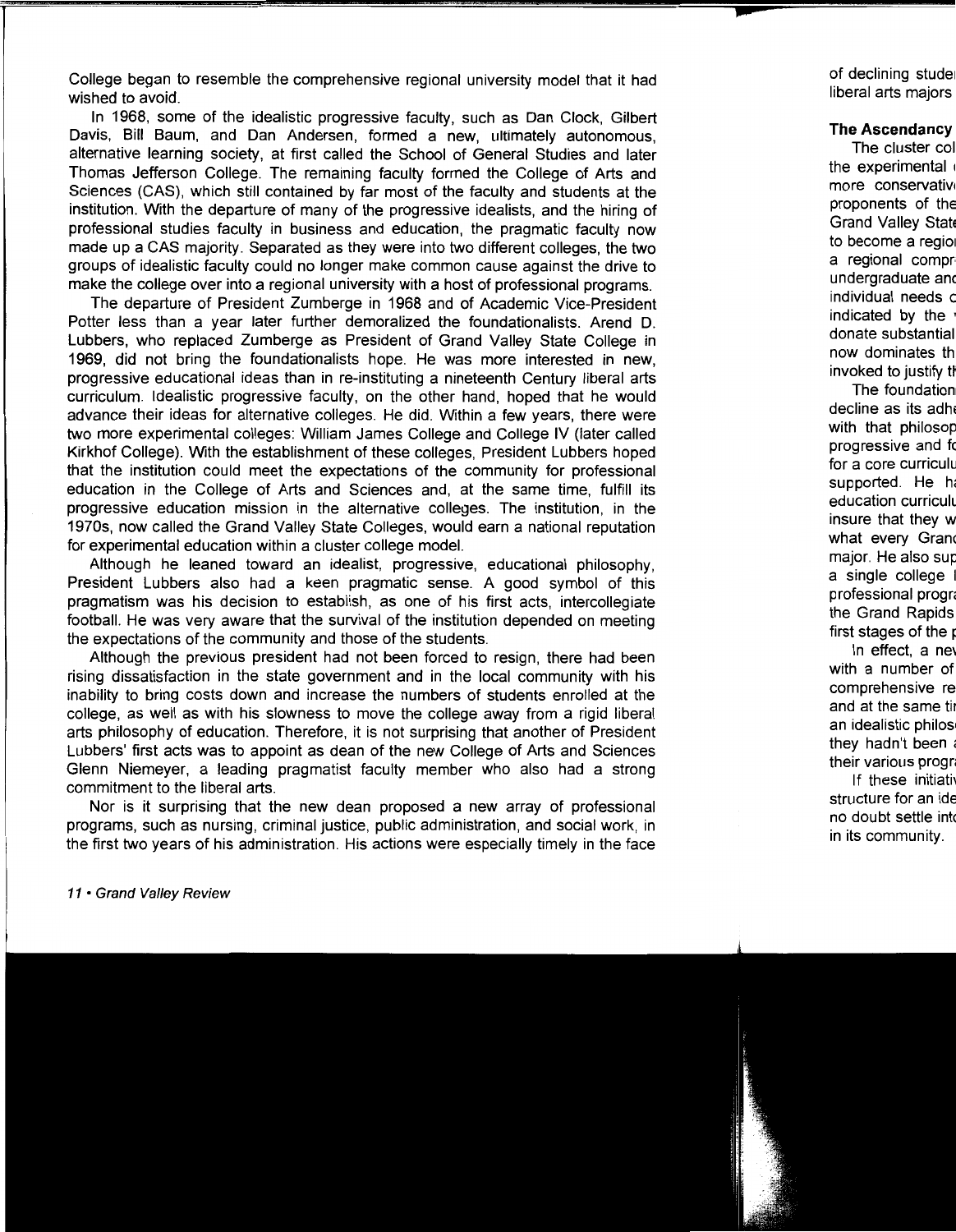College began to resemble the comprehensive regional university model that it had wished to avoid.

In 1968, some of the idealistic progressive faculty, such as Dan Clock, Gilbert Davis, Bill Baum, and Dan Andersen, formed a new, ultimately autonomous, alternative learning society, at first called the School of General Studies and later Thomas Jefferson College. The remaining faculty formed the College of Arts and Sciences (CAS), which still contained by far most of the faculty and students at the institution. With the departure of many of the progressive idealists, and the hiring of professional studies faculty in business and education, the pragmatic faculty now made up a CAS majority. Separated as they were into two different colleges, the two groups of idealistic faculty could no longer make common cause against the drive to make the college over into a regional university with a host of professional programs.

The departure of President Zumberge in 1968 and of Academic Vice-President Potter less than a year later further demoralized the foundationalists. Arend D. Lubbers, who replaced Zumberge as President of Grand Valley State College in 1969, did not bring the foundationalists hope. He was more interested in new, progressive educational ideas than in re-instituting a nineteenth Century liberal arts curriculum. Idealistic progressive faculty, on the other hand, hoped that he would advance their ideas for alternative colleges. He did. Within a few years, there were two more experimental colleges: William James College and College IV (later called Kirkhof College). With the establishment of these colleges, President Lubbers hoped that the institution could meet the expectations of the community for professional education in the College of Arts and Sciences and, at the same time, fulfill its progressive education mission in the alternative colleges. The institution, in the 1970s, now called the Grand Valley State Colleges, would earn a national reputation for experimental education within a cluster college model.

Although he leaned toward an idealist, progressive, educational philosophy, President Lubbers also had a keen pragmatic sense. A good symbol of this pragmatism was his decision to establish, as one of his first acts, intercollegiate football. He was very aware that the survival of the institution depended on meeting the expectations of the community and those of the students.

Although the previous president had not been forced to resign, there had been rising dissatisfaction in the state government and in the local community with his inability to bring costs down and increase the numbers of students enrolled at the college, as well as with his slowness to move the college away from a rigid liberal arts philosophy of education. Therefore, it is not surprising that another of President Lubbers' first acts was to appoint as dean of the new College of Arts and Sciences Glenn Niemeyer, a leading pragmatist faculty member who also had a strong commitment to the liberal arts.

Nor is it surprising that the new dean proposed a new array of professional programs, such as nursing, criminal justice, public administration, and social work, in the first two years of his administration. His actions were especially timely in the face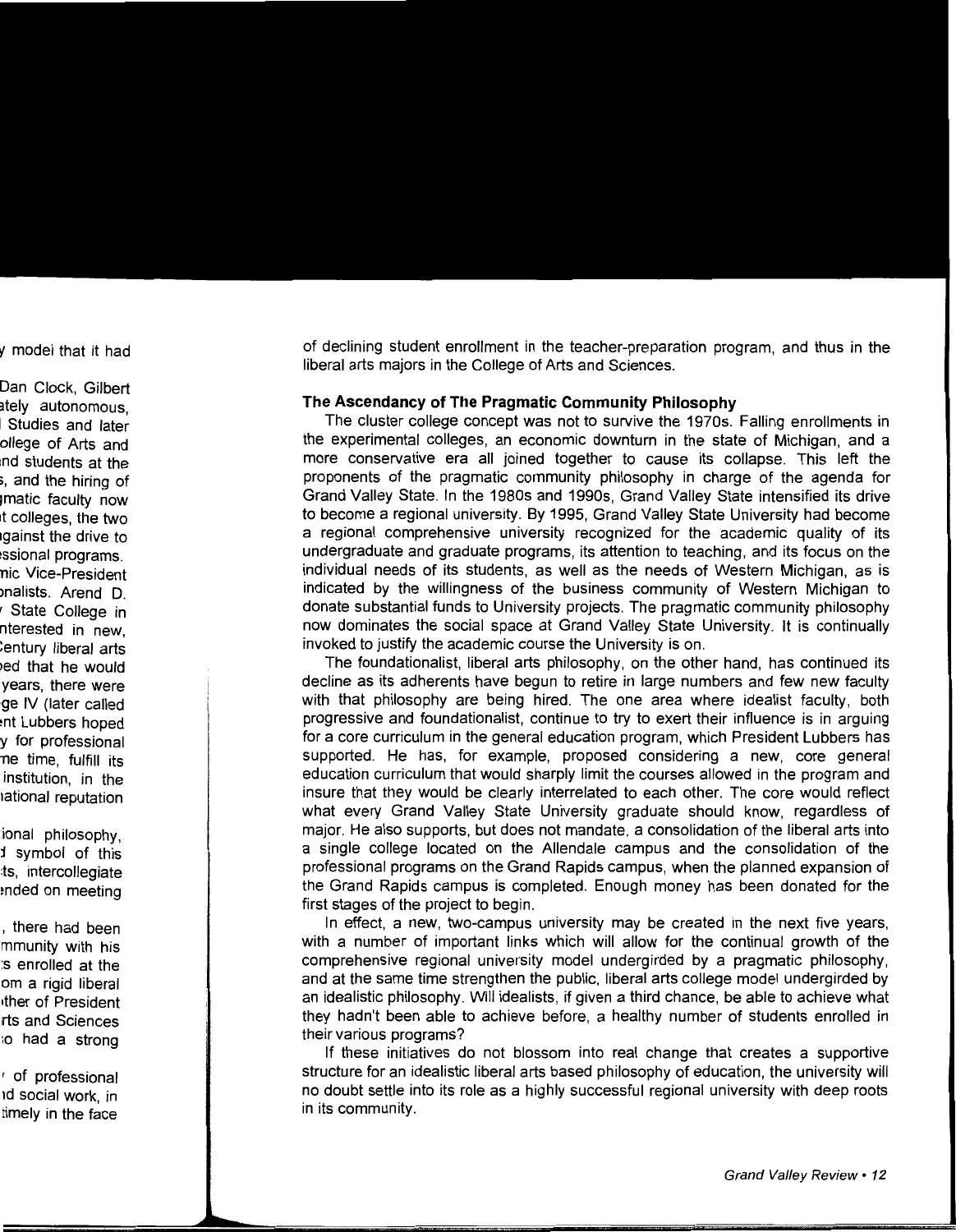of declining student enrollment in the teacher-preparation program, and thus in the liberal arts majors in the College of Arts and Sciences.

### The Ascendancy of The Pragmatic Community Philosophy

The cluster college concept was not to survive the 1970s. Falling enrollments in the experimental colleges, an economic downturn in the state of Michigan, and a more conservative era all joined together to cause its collapse. This left the proponents of the pragmatic community philosophy in charge of the agenda for Grand Valley State. In the 1980s and 1990s, Grand Valley State intensified its drive to become a regional university. By 1995, Grand Valley State University had become a regional comprehensive university recognized for the academic quality of its undergraduate and graduate programs, its attention to teaching, and its focus on the individual needs of its students, as well as the needs of Western Michigan, as is indicated by the willingness of the business community of Western Michigan to donate substantial funds to University projects. The pragmatic community philosophy now dominates the social space at Grand Valley State University. It is continually invoked to justify the academic course the University is on.

The foundationalist, liberal arts philosophy, on the other hand, has continued its decline as its adherents have begun to retire in large numbers and few new faculty with that philosophy are being hired. The one area where idealist faculty, both progressive and foundationalist, continue to try to exert their influence is in arguing for a core curriculum in the general education program, which President Lubbers has supported. He has, for example, proposed considering a new, core general education curriculum that would sharply limit the courses allowed in the program and insure that they would be clearly interrelated to each other. The core would reflect what every Grand Valley State University graduate should know, regardless of major. He also supports, but does not mandate, a consolidation of the liberal arts into a single college located on the Allendale campus and the consolidation of the professional programs on the Grand Rapids campus, when the planned expansion of the Grand Rapids campus is completed. Enough money has been donated for the first stages of the project to begin.

In effect, a new, two-campus university may be created in the next five years, with a number of important links which will allow for the continual growth of the comprehensive regional university model undergirded by a pragmatic philosophy, and at the same time strengthen the public, liberal arts college model undergirded by an idealistic philosophy. Will idealists, if given a third chance, be able to achieve what they hadn't been able to achieve before, a healthy number of students enrolled in their various programs?

If these initiatives do not blossom into real change that creates a supportive structure for an idealistic liberal arts based philosophy of education, the university will no doubt settle into its role as a highly successful regional university with deep roots in its community.